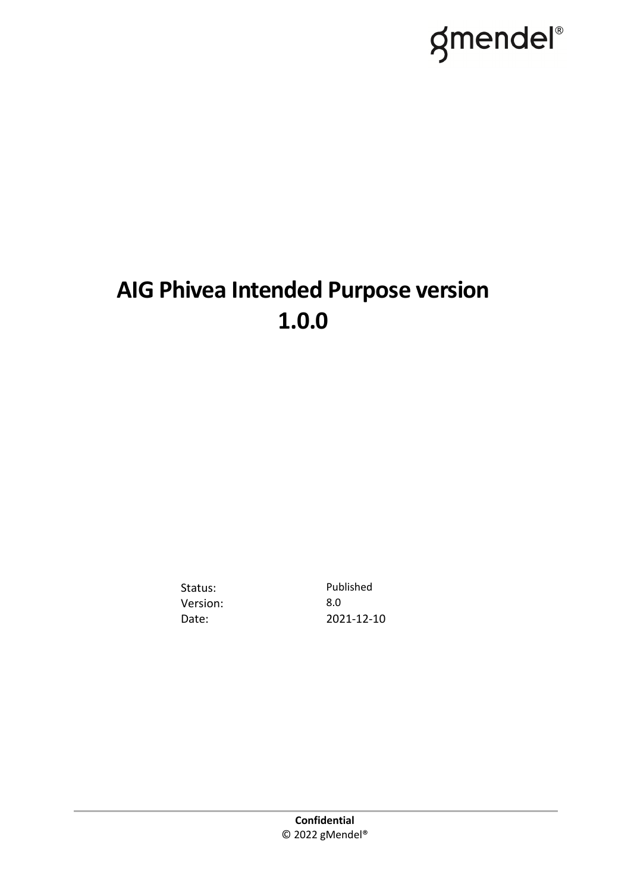gmendel®

# AIG Phivea Intended Purpose version 1.0.0

| | |
|---|---|
| Status: | Published |
| Version: | 8.0 |
| Date: | 2021-12-10 |

**Confidential**
© 2022 gMendel®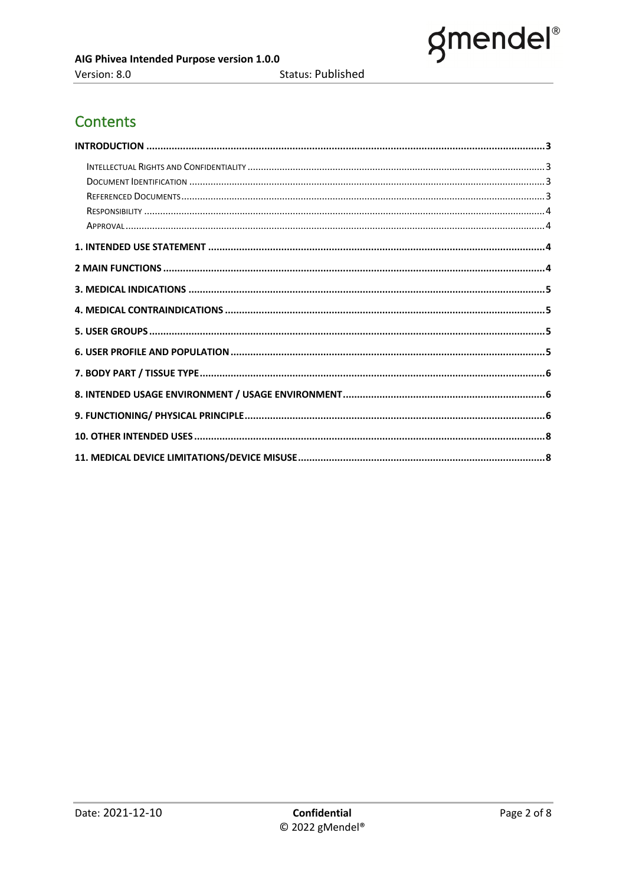# Contents

- INTRODUCTION ........ 3
  - Intellectual Rights and Confidentiality ........ 3
  - Document Identification ........ 3
  - Referenced Documents ........ 3
  - Responsibility ........ 4
  - Approval ........ 4
- 1. INTENDED USE STATEMENT ........ 4
- 2 MAIN FUNCTIONS ........ 4
- 3. MEDICAL INDICATIONS ........ 5
- 4. MEDICAL CONTRAINDICATIONS ........ 5
- 5. USER GROUPS ........ 5
- 6. USER PROFILE AND POPULATION ........ 5
- 7. BODY PART / TISSUE TYPE ........ 6
- 8. INTENDED USAGE ENVIRONMENT / USAGE ENVIRONMENT ........ 6
- 9. FUNCTIONING/ PHYSICAL PRINCIPLE ........ 6
- 10. OTHER INTENDED USES ........ 8
- 11. MEDICAL DEVICE LIMITATIONS/DEVICE MISUSE ........ 8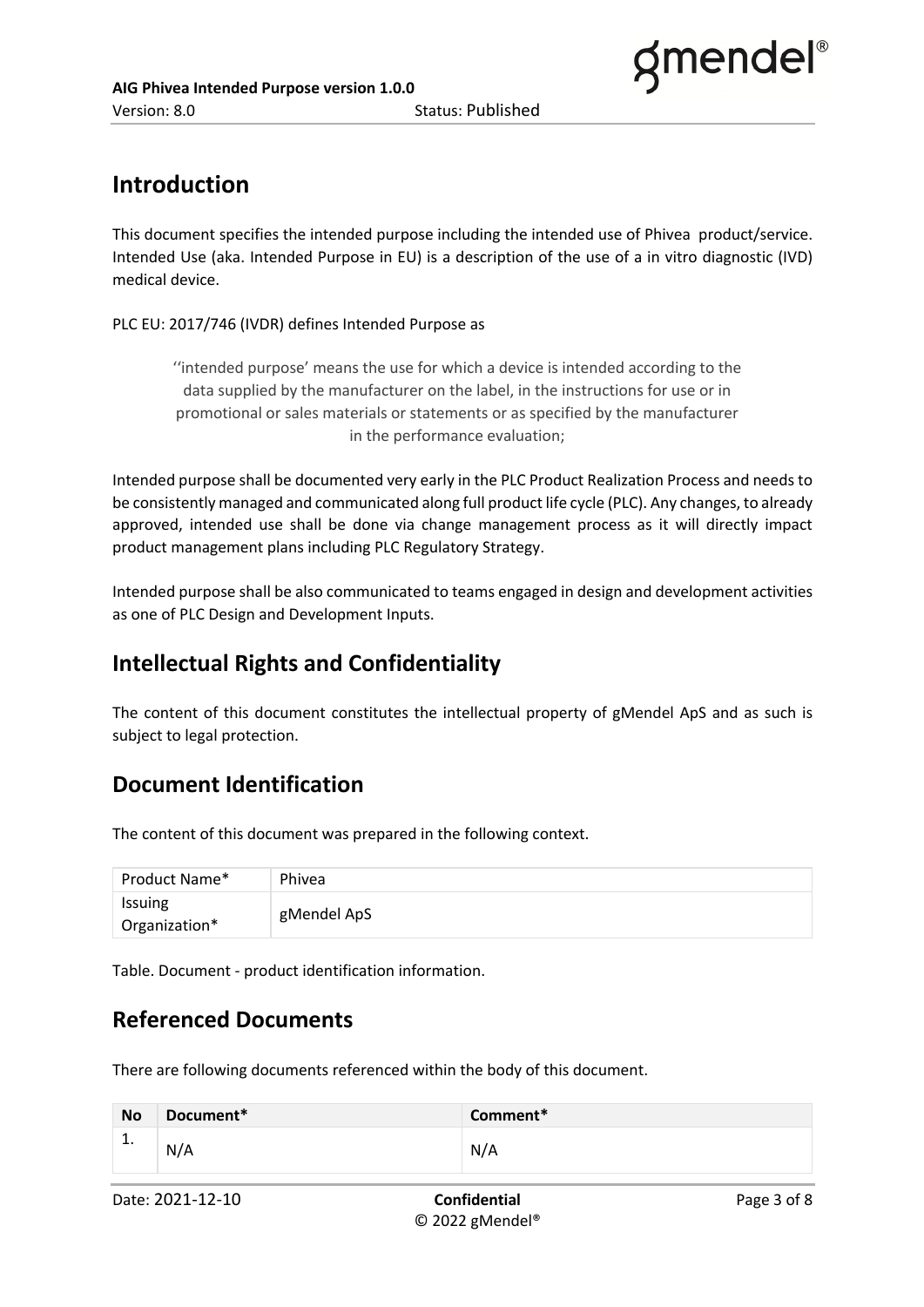# Introduction

This document specifies the intended purpose including the intended use of Phivea product/service. Intended Use (aka. Intended Purpose in EU) is a description of the use of a in vitro diagnostic (IVD) medical device.

PLC EU: 2017/746 (IVDR) defines Intended Purpose as

> ‘‘intended purpose’ means the use for which a device is intended according to the data supplied by the manufacturer on the label, in the instructions for use or in promotional or sales materials or statements or as specified by the manufacturer in the performance evaluation;

Intended purpose shall be documented very early in the PLC Product Realization Process and needs to be consistently managed and communicated along full product life cycle (PLC). Any changes, to already approved, intended use shall be done via change management process as it will directly impact product management plans including PLC Regulatory Strategy.

Intended purpose shall be also communicated to teams engaged in design and development activities as one of PLC Design and Development Inputs.

# Intellectual Rights and Confidentiality

The content of this document constitutes the intellectual property of gMendel ApS and as such is subject to legal protection.

# Document Identification

The content of this document was prepared in the following context.

| Product Name* | Phivea |
|---|---|
| Issuing Organization* | gMendel ApS |

Table. Document - product identification information.

# Referenced Documents

There are following documents referenced within the body of this document.

| No | Document* | Comment* |
|---|---|---|
| 1. | N/A | N/A |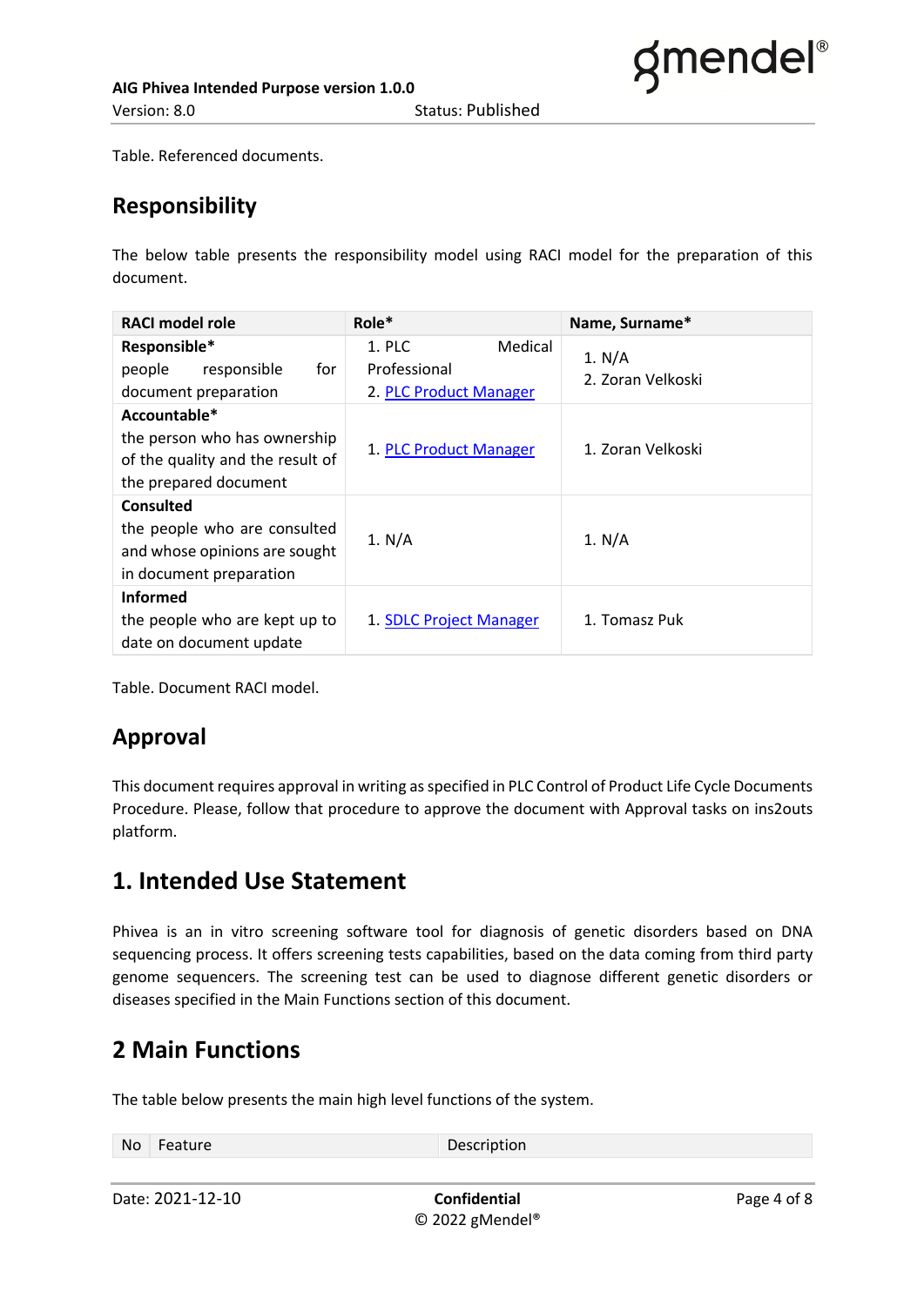Table. Referenced documents.

## Responsibility

The below table presents the responsibility model using RACI model for the preparation of this document.

| RACI model role | Role* | Name, Surname* |
|---|---|---|
| **Responsible*** people responsible for document preparation | 1. PLC Medical Professional<br>2. PLC Product Manager | 1. N/A<br>2. Zoran Velkoski |
| **Accountable*** the person who has ownership of the quality and the result of the prepared document | 1. PLC Product Manager | 1. Zoran Velkoski |
| **Consulted** the people who are consulted and whose opinions are sought in document preparation | 1. N/A | 1. N/A |
| **Informed** the people who are kept up to date on document update | 1. SDLC Project Manager | 1. Tomasz Puk |

Table. Document RACI model.

## Approval

This document requires approval in writing as specified in PLC Control of Product Life Cycle Documents Procedure. Please, follow that procedure to approve the document with Approval tasks on ins2outs platform.

## 1. Intended Use Statement

Phivea is an in vitro screening software tool for diagnosis of genetic disorders based on DNA sequencing process. It offers screening tests capabilities, based on the data coming from third party genome sequencers. The screening test can be used to diagnose different genetic disorders or diseases specified in the Main Functions section of this document.

## 2 Main Functions

The table below presents the main high level functions of the system.

| No | Feature | Description |
|---|---|---|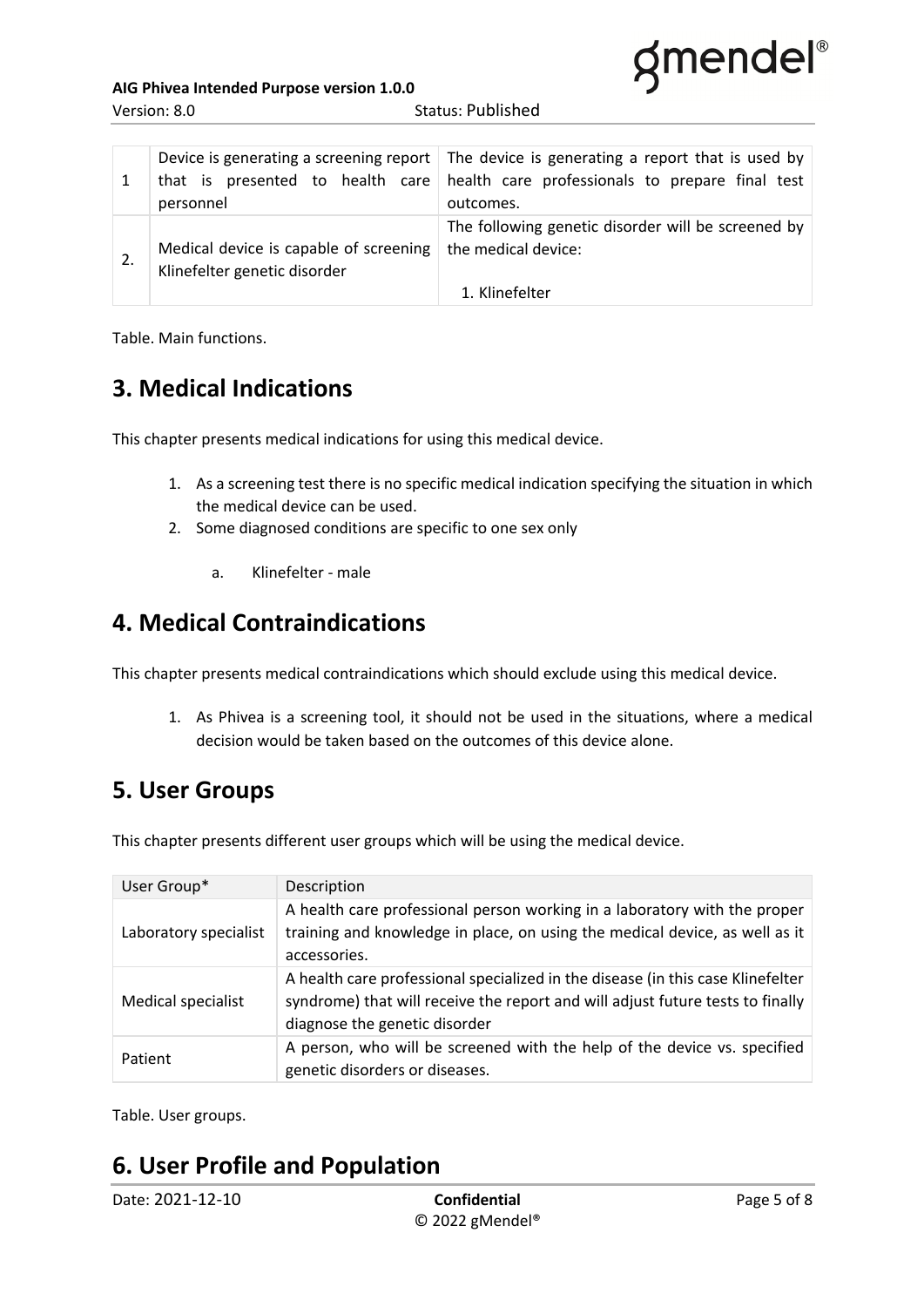| | | |
|---|---|---|
| 1 | Device is generating a screening report that is presented to health care personnel | The device is generating a report that is used by health care professionals to prepare final test outcomes. |
| 2. | Medical device is capable of screening Klinefelter genetic disorder | The following genetic disorder will be screened by the medical device:<br><br>1. Klinefelter |

Table. Main functions.

# 3. Medical Indications

This chapter presents medical indications for using this medical device.

1. As a screening test there is no specific medical indication specifying the situation in which the medical device can be used.
2. Some diagnosed conditions are specific to one sex only
   a. Klinefelter - male

# 4. Medical Contraindications

This chapter presents medical contraindications which should exclude using this medical device.

1. As Phivea is a screening tool, it should not be used in the situations, where a medical decision would be taken based on the outcomes of this device alone.

# 5. User Groups

This chapter presents different user groups which will be using the medical device.

| User Group* | Description |
|---|---|
| Laboratory specialist | A health care professional person working in a laboratory with the proper training and knowledge in place, on using the medical device, as well as it accessories. |
| Medical specialist | A health care professional specialized in the disease (in this case Klinefelter syndrome) that will receive the report and will adjust future tests to finally diagnose the genetic disorder |
| Patient | A person, who will be screened with the help of the device vs. specified genetic disorders or diseases. |

Table. User groups.

# 6. User Profile and Population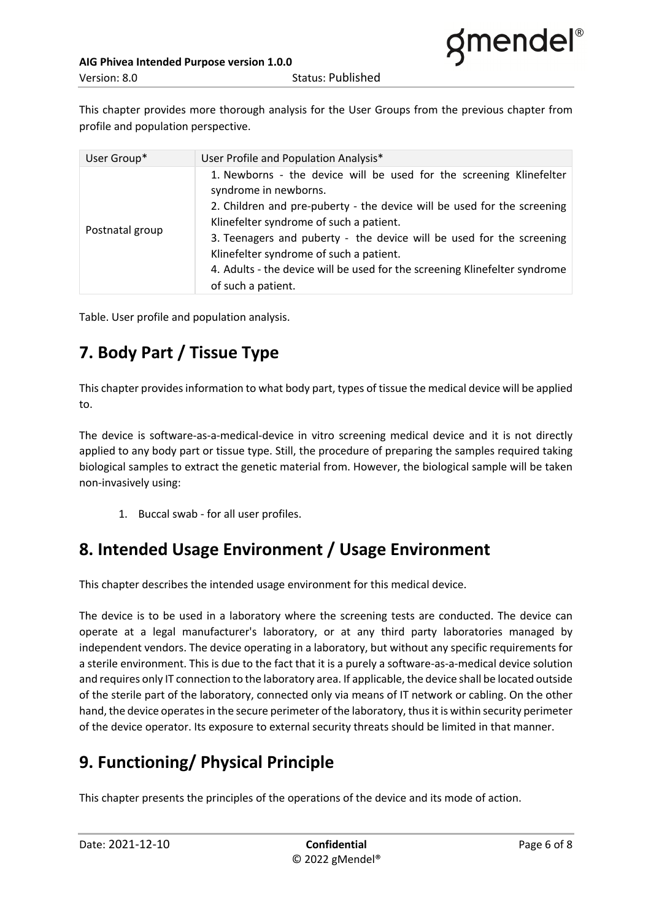This chapter provides more thorough analysis for the User Groups from the previous chapter from profile and population perspective.

| User Group* | User Profile and Population Analysis* |
| --- | --- |
| Postnatal group | 1. Newborns - the device will be used for the screening Klinefelter syndrome in newborns.<br>2. Children and pre-puberty - the device will be used for the screening Klinefelter syndrome of such a patient.<br>3. Teenagers and puberty - the device will be used for the screening Klinefelter syndrome of such a patient.<br>4. Adults - the device will be used for the screening Klinefelter syndrome of such a patient. |

Table. User profile and population analysis.

# 7. Body Part / Tissue Type

This chapter provides information to what body part, types of tissue the medical device will be applied to.

The device is software-as-a-medical-device in vitro screening medical device and it is not directly applied to any body part or tissue type. Still, the procedure of preparing the samples required taking biological samples to extract the genetic material from. However, the biological sample will be taken non-invasively using:

1. Buccal swab - for all user profiles.

# 8. Intended Usage Environment / Usage Environment

This chapter describes the intended usage environment for this medical device.

The device is to be used in a laboratory where the screening tests are conducted. The device can operate at a legal manufacturer's laboratory, or at any third party laboratories managed by independent vendors. The device operating in a laboratory, but without any specific requirements for a sterile environment. This is due to the fact that it is a purely a software-as-a-medical device solution and requires only IT connection to the laboratory area. If applicable, the device shall be located outside of the sterile part of the laboratory, connected only via means of IT network or cabling. On the other hand, the device operates in the secure perimeter of the laboratory, thus it is within security perimeter of the device operator. Its exposure to external security threats should be limited in that manner.

# 9. Functioning/ Physical Principle

This chapter presents the principles of the operations of the device and its mode of action.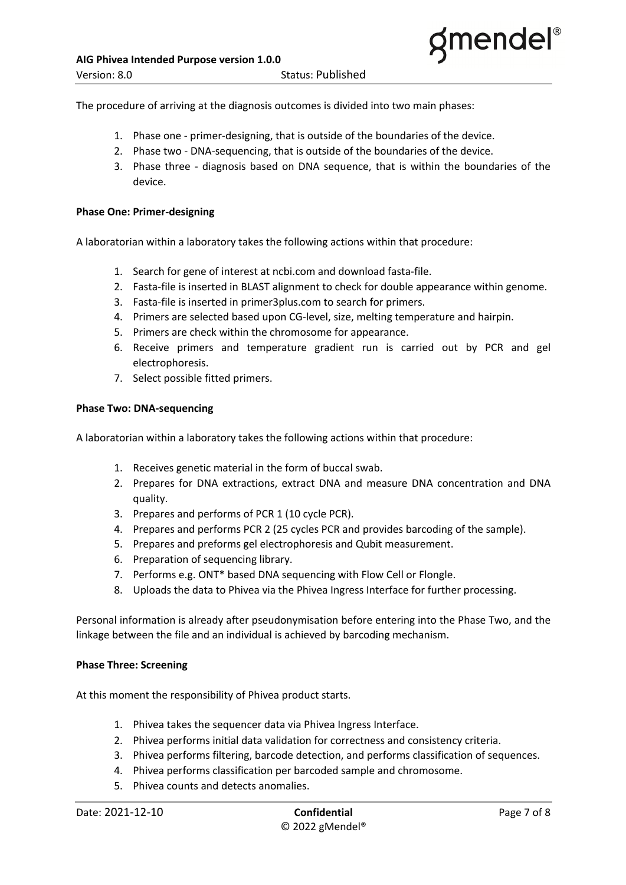The procedure of arriving at the diagnosis outcomes is divided into two main phases:

1. Phase one - primer-designing, that is outside of the boundaries of the device.
2. Phase two - DNA-sequencing, that is outside of the boundaries of the device.
3. Phase three - diagnosis based on DNA sequence, that is within the boundaries of the device.

**Phase One: Primer-designing**

A laboratorian within a laboratory takes the following actions within that procedure:

1. Search for gene of interest at ncbi.com and download fasta-file.
2. Fasta-file is inserted in BLAST alignment to check for double appearance within genome.
3. Fasta-file is inserted in primer3plus.com to search for primers.
4. Primers are selected based upon CG-level, size, melting temperature and hairpin.
5. Primers are check within the chromosome for appearance.
6. Receive primers and temperature gradient run is carried out by PCR and gel electrophoresis.
7. Select possible fitted primers.

**Phase Two: DNA-sequencing**

A laboratorian within a laboratory takes the following actions within that procedure:

1. Receives genetic material in the form of buccal swab.
2. Prepares for DNA extractions, extract DNA and measure DNA concentration and DNA quality.
3. Prepares and performs of PCR 1 (10 cycle PCR).
4. Prepares and performs PCR 2 (25 cycles PCR and provides barcoding of the sample).
5. Prepares and preforms gel electrophoresis and Qubit measurement.
6. Preparation of sequencing library.
7. Performs e.g. ONT* based DNA sequencing with Flow Cell or Flongle.
8. Uploads the data to Phivea via the Phivea Ingress Interface for further processing.

Personal information is already after pseudonymisation before entering into the Phase Two, and the linkage between the file and an individual is achieved by barcoding mechanism.

**Phase Three: Screening**

At this moment the responsibility of Phivea product starts.

1. Phivea takes the sequencer data via Phivea Ingress Interface.
2. Phivea performs initial data validation for correctness and consistency criteria.
3. Phivea performs filtering, barcode detection, and performs classification of sequences.
4. Phivea performs classification per barcoded sample and chromosome.
5. Phivea counts and detects anomalies.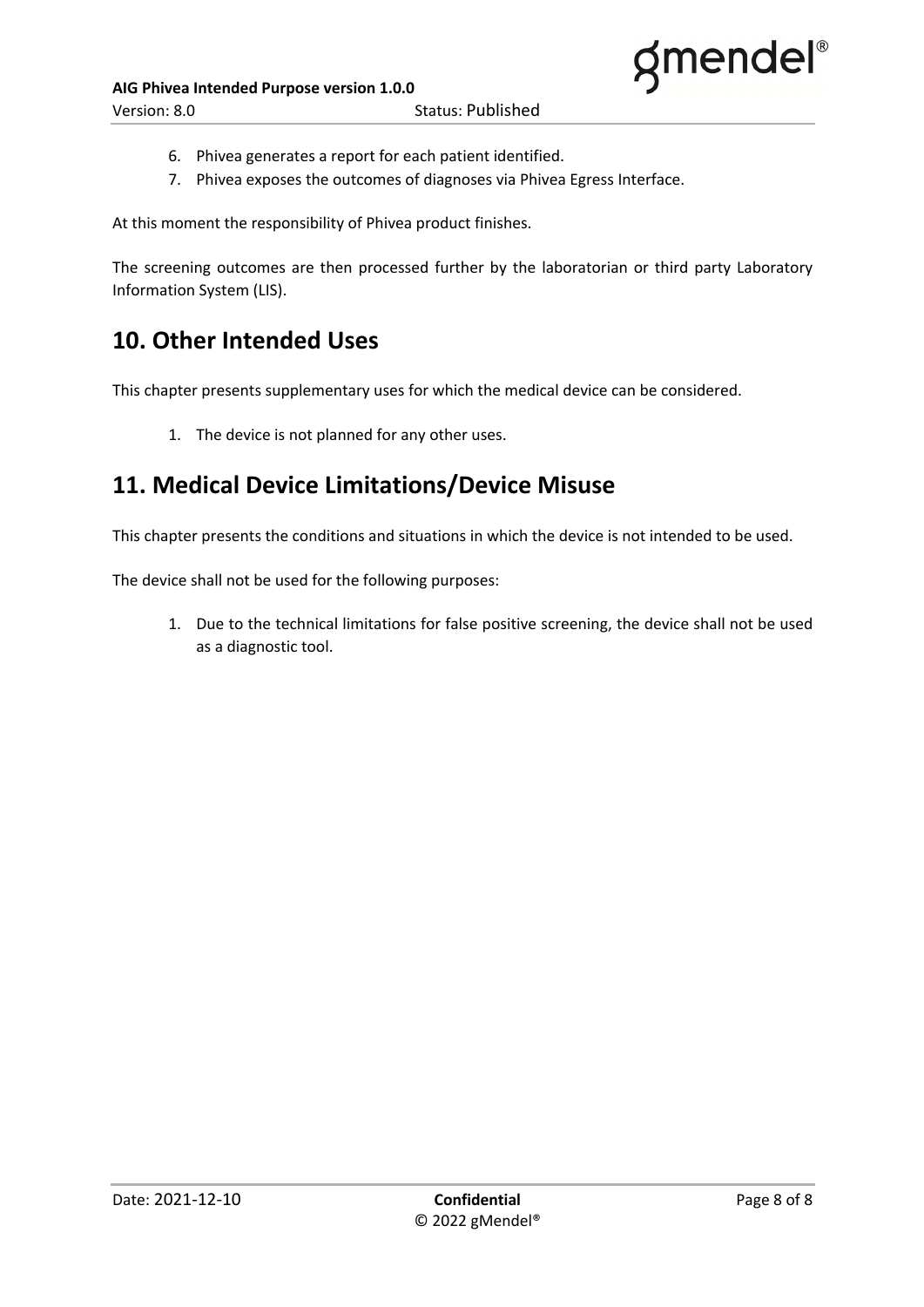6. Phivea generates a report for each patient identified.
7. Phivea exposes the outcomes of diagnoses via Phivea Egress Interface.

At this moment the responsibility of Phivea product finishes.

The screening outcomes are then processed further by the laboratorian or third party Laboratory Information System (LIS).

# 10. Other Intended Uses

This chapter presents supplementary uses for which the medical device can be considered.

1. The device is not planned for any other uses.

# 11. Medical Device Limitations/Device Misuse

This chapter presents the conditions and situations in which the device is not intended to be used.

The device shall not be used for the following purposes:

1. Due to the technical limitations for false positive screening, the device shall not be used as a diagnostic tool.